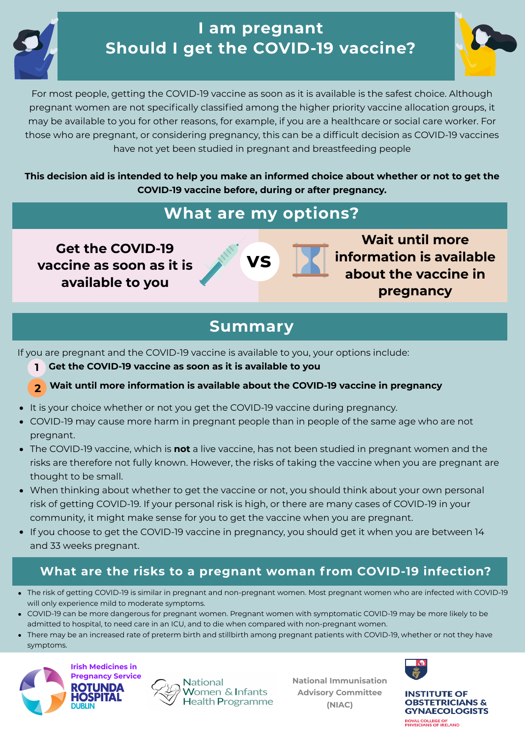# I am pregnant
# Should I get the COVID-19 vaccine?

For most people, getting the COVID-19 vaccine as soon as it is available is the safest choice. Although pregnant women are not specifically classified among the higher priority vaccine allocation groups, it may be available to you for other reasons, for example, if you are a healthcare or social care worker. For those who are pregnant, or considering pregnancy, this can be a difficult decision as COVID-19 vaccines have not yet been studied in pregnant and breastfeeding people

**This decision aid is intended to help you make an informed choice about whether or not to get the COVID-19 vaccine before, during or after pregnancy.**

## What are my options?

| Get the COVID-19 vaccine as soon as it is available to you | VS | Wait until more information is available about the vaccine in pregnancy |
|---|---|---|

## Summary

If you are pregnant and the COVID-19 vaccine is available to you, your options include:

1. **Get the COVID-19 vaccine as soon as it is available to you**
2. **Wait until more information is available about the COVID-19 vaccine in pregnancy**

- It is your choice whether or not you get the COVID-19 vaccine during pregnancy.
- COVID-19 may cause more harm in pregnant people than in people of the same age who are not pregnant.
- The COVID-19 vaccine, which is **not** a live vaccine, has not been studied in pregnant women and the risks are therefore not fully known. However, the risks of taking the vaccine when you are pregnant are thought to be small.
- When thinking about whether to get the vaccine or not, you should think about your own personal risk of getting COVID-19. If your personal risk is high, or there are many cases of COVID-19 in your community, it might make sense for you to get the vaccine when you are pregnant.
- If you choose to get the COVID-19 vaccine in pregnancy, you should get it when you are between 14 and 33 weeks pregnant.

## What are the risks to a pregnant woman from COVID-19 infection?

- The risk of getting COVID-19 is similar in pregnant and non-pregnant women. Most pregnant women who are infected with COVID-19 will only experience mild to moderate symptoms.
- COVID-19 can be more dangerous for pregnant women. Pregnant women with symptomatic COVID-19 may be more likely to be admitted to hospital, to need care in an ICU, and to die when compared with non-pregnant women.
- There may be an increased rate of preterm birth and stillbirth among pregnant patients with COVID-19, whether or not they have symptoms.

Irish Medicines in Pregnancy Service — Rotunda Hospital Dublin | National Women & Infants Health Programme | National Immunisation Advisory Committee (NIAC) | Institute of Obstetricians & Gynaecologists — Royal College of Physicians of Ireland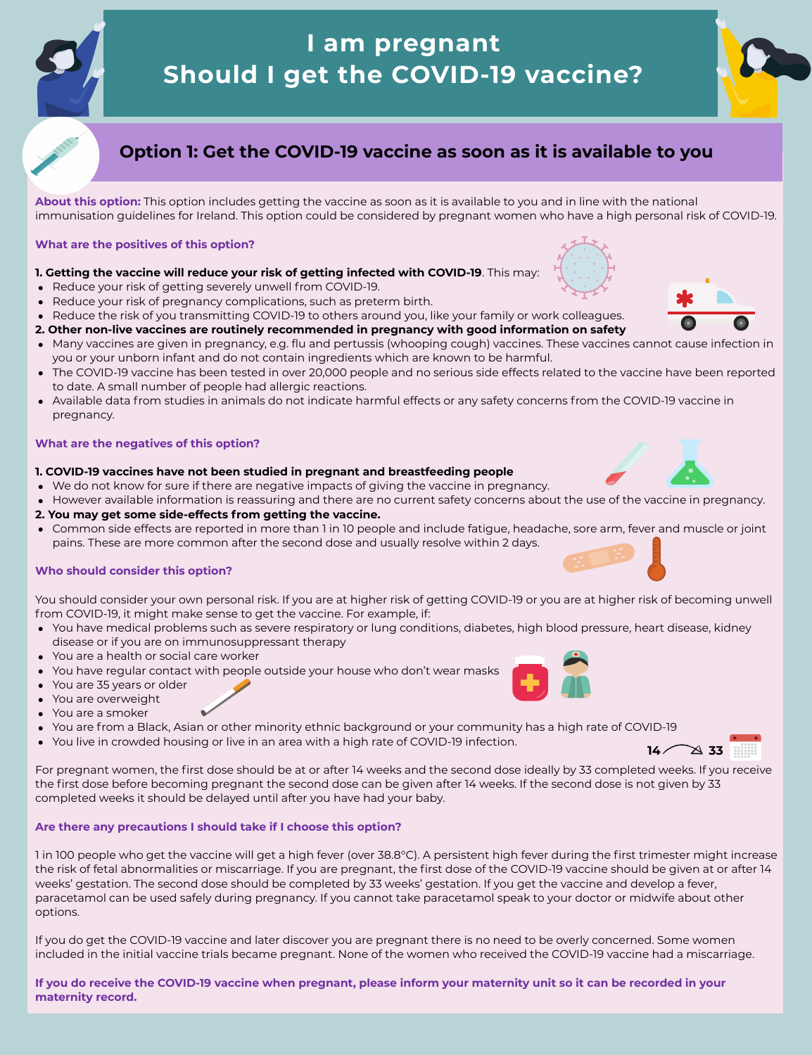# I am pregnant
# Should I get the COVID-19 vaccine?

## Option 1: Get the COVID-19 vaccine as soon as it is available to you

**About this option:** This option includes getting the vaccine as soon as it is available to you and in line with the national immunisation guidelines for Ireland. This option could be considered by pregnant women who have a high personal risk of COVID-19.

### What are the positives of this option?

**1. Getting the vaccine will reduce your risk of getting infected with COVID-19**. This may:

- Reduce your risk of getting severely unwell from COVID-19.
- Reduce your risk of pregnancy complications, such as preterm birth.
- Reduce the risk of you transmitting COVID-19 to others around you, like your family or work colleagues.

**2. Other non-live vaccines are routinely recommended in pregnancy with good information on safety**

- Many vaccines are given in pregnancy, e.g. flu and pertussis (whooping cough) vaccines. These vaccines cannot cause infection in you or your unborn infant and do not contain ingredients which are known to be harmful.
- The COVID-19 vaccine has been tested in over 20,000 people and no serious side effects related to the vaccine have been reported to date. A small number of people had allergic reactions.
- Available data from studies in animals do not indicate harmful effects or any safety concerns from the COVID-19 vaccine in pregnancy.

### What are the negatives of this option?

**1. COVID-19 vaccines have not been studied in pregnant and breastfeeding people**

- We do not know for sure if there are negative impacts of giving the vaccine in pregnancy.
- However available information is reassuring and there are no current safety concerns about the use of the vaccine in pregnancy.

**2. You may get some side-effects from getting the vaccine.**

- Common side effects are reported in more than 1 in 10 people and include fatigue, headache, sore arm, fever and muscle or joint pains. These are more common after the second dose and usually resolve within 2 days.

### Who should consider this option?

You should consider your own personal risk. If you are at higher risk of getting COVID-19 or you are at higher risk of becoming unwell from COVID-19, it might make sense to get the vaccine. For example, if:

- You have medical problems such as severe respiratory or lung conditions, diabetes, high blood pressure, heart disease, kidney disease or if you are on immunosuppressant therapy
- You are a health or social care worker
- You have regular contact with people outside your house who don't wear masks
- You are 35 years or older
- You are overweight
- You are a smoker
- You are from a Black, Asian or other minority ethnic background or your community has a high rate of COVID-19
- You live in crowded housing or live in an area with a high rate of COVID-19 infection.

For pregnant women, the first dose should be at or after 14 weeks and the second dose ideally by 33 completed weeks. If you receive the first dose before becoming pregnant the second dose can be given after 14 weeks. If the second dose is not given by 33 completed weeks it should be delayed until after you have had your baby.

### Are there any precautions I should take if I choose this option?

1 in 100 people who get the vaccine will get a high fever (over 38.8°C). A persistent high fever during the first trimester might increase the risk of fetal abnormalities or miscarriage. If you are pregnant, the first dose of the COVID-19 vaccine should be given at or after 14 weeks' gestation. The second dose should be completed by 33 weeks' gestation. If you get the vaccine and develop a fever, paracetamol can be used safely during pregnancy. If you cannot take paracetamol speak to your doctor or midwife about other options.

If you do get the COVID-19 vaccine and later discover you are pregnant there is no need to be overly concerned. Some women included in the initial vaccine trials became pregnant. None of the women who received the COVID-19 vaccine had a miscarriage.

**If you do receive the COVID-19 vaccine when pregnant, please inform your maternity unit so it can be recorded in your maternity record.**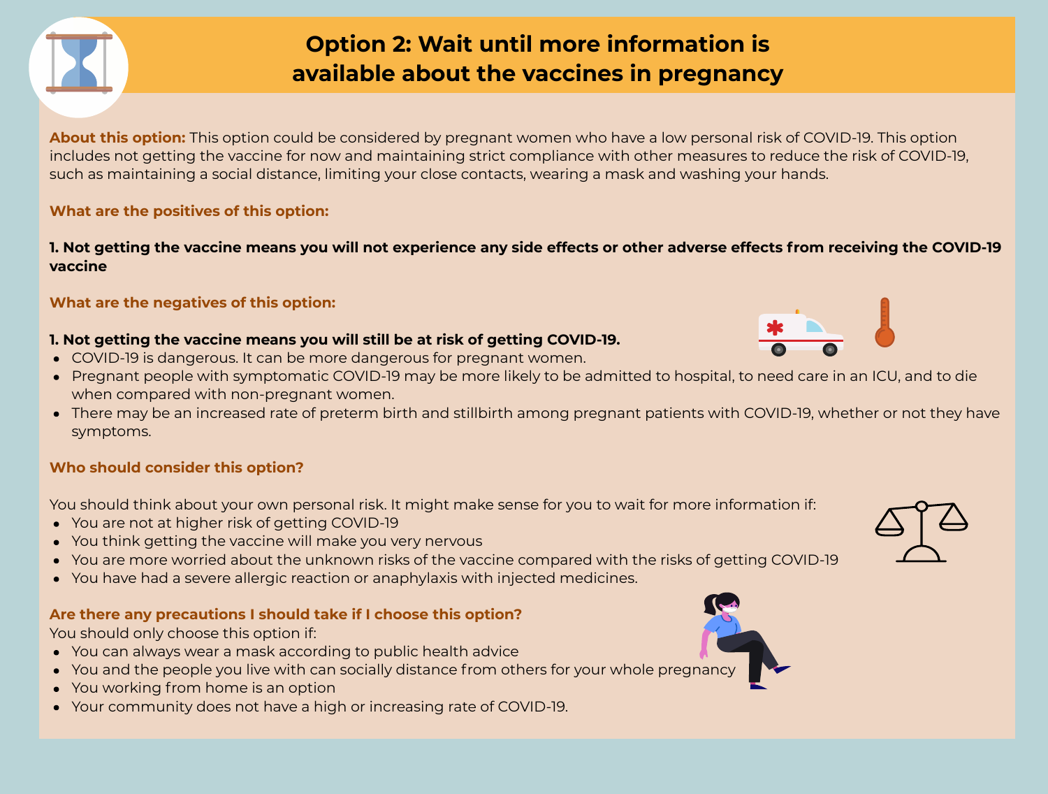# Option 2: Wait until more information is available about the vaccines in pregnancy

**About this option:** This option could be considered by pregnant women who have a low personal risk of COVID-19. This option includes not getting the vaccine for now and maintaining strict compliance with other measures to reduce the risk of COVID-19, such as maintaining a social distance, limiting your close contacts, wearing a mask and washing your hands.

## What are the positives of this option:

**1. Not getting the vaccine means you will not experience any side effects or other adverse effects from receiving the COVID-19 vaccine**

## What are the negatives of this option:

**1. Not getting the vaccine means you will still be at risk of getting COVID-19.**

- COVID-19 is dangerous. It can be more dangerous for pregnant women.
- Pregnant people with symptomatic COVID-19 may be more likely to be admitted to hospital, to need care in an ICU, and to die when compared with non-pregnant women.
- There may be an increased rate of preterm birth and stillbirth among pregnant patients with COVID-19, whether or not they have symptoms.

## Who should consider this option?

You should think about your own personal risk. It might make sense for you to wait for more information if:

- You are not at higher risk of getting COVID-19
- You think getting the vaccine will make you very nervous
- You are more worried about the unknown risks of the vaccine compared with the risks of getting COVID-19
- You have had a severe allergic reaction or anaphylaxis with injected medicines.

## Are there any precautions I should take if I choose this option?

You should only choose this option if:

- You can always wear a mask according to public health advice
- You and the people you live with can socially distance from others for your whole pregnancy
- You working from home is an option
- Your community does not have a high or increasing rate of COVID-19.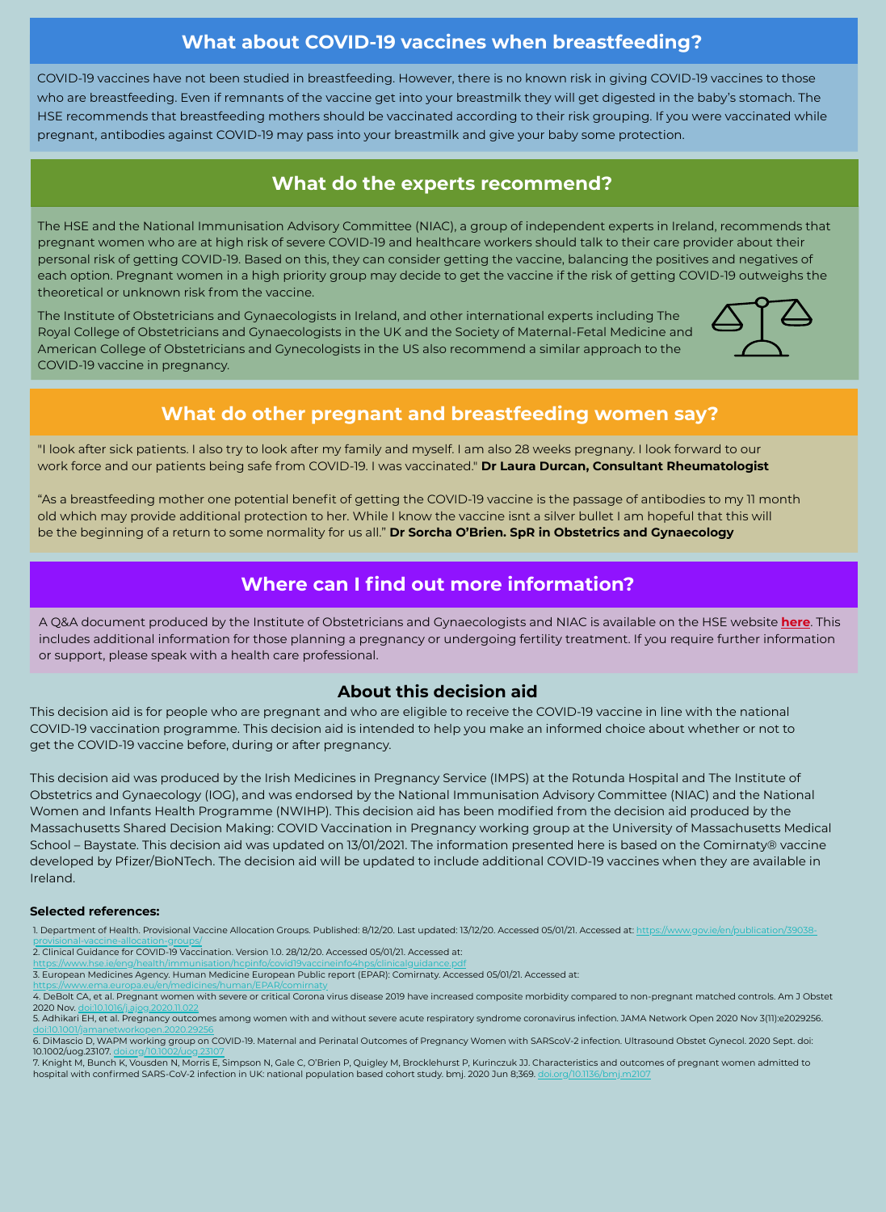## What about COVID-19 vaccines when breastfeeding?

COVID-19 vaccines have not been studied in breastfeeding. However, there is no known risk in giving COVID-19 vaccines to those who are breastfeeding. Even if remnants of the vaccine get into your breastmilk they will get digested in the baby's stomach. The HSE recommends that breastfeeding mothers should be vaccinated according to their risk grouping. If you were vaccinated while pregnant, antibodies against COVID-19 may pass into your breastmilk and give your baby some protection.

## What do the experts recommend?

The HSE and the National Immunisation Advisory Committee (NIAC), a group of independent experts in Ireland, recommends that pregnant women who are at high risk of severe COVID-19 and healthcare workers should talk to their care provider about their personal risk of getting COVID-19. Based on this, they can consider getting the vaccine, balancing the positives and negatives of each option. Pregnant women in a high priority group may decide to get the vaccine if the risk of getting COVID-19 outweighs the theoretical or unknown risk from the vaccine.

The Institute of Obstetricians and Gynaecologists in Ireland, and other international experts including The Royal College of Obstetricians and Gynaecologists in the UK and the Society of Maternal-Fetal Medicine and American College of Obstetricians and Gynecologists in the US also recommend a similar approach to the COVID-19 vaccine in pregnancy.

## What do other pregnant and breastfeeding women say?

"I look after sick patients. I also try to look after my family and myself. I am also 28 weeks pregnany. I look forward to our work force and our patients being safe from COVID-19. I was vaccinated." **Dr Laura Durcan, Consultant Rheumatologist**

"As a breastfeeding mother one potential benefit of getting the COVID-19 vaccine is the passage of antibodies to my 11 month old which may provide additional protection to her. While I know the vaccine isnt a silver bullet I am hopeful that this will be the beginning of a return to some normality for us all." **Dr Sorcha O'Brien. SpR in Obstetrics and Gynaecology**

## Where can I find out more information?

A Q&A document produced by the Institute of Obstetricians and Gynaecologists and NIAC is available on the HSE website **here**. This includes additional information for those planning a pregnancy or undergoing fertility treatment. If you require further information or support, please speak with a health care professional.

### About this decision aid

This decision aid is for people who are pregnant and who are eligible to receive the COVID-19 vaccine in line with the national COVID-19 vaccination programme. This decision aid is intended to help you make an informed choice about whether or not to get the COVID-19 vaccine before, during or after pregnancy.

This decision aid was produced by the Irish Medicines in Pregnancy Service (IMPS) at the Rotunda Hospital and The Institute of Obstetrics and Gynaecology (IOG), and was endorsed by the National Immunisation Advisory Committee (NIAC) and the National Women and Infants Health Programme (NWIHP). This decision aid has been modified from the decision aid produced by the Massachusetts Shared Decision Making: COVID Vaccination in Pregnancy working group at the University of Massachusetts Medical School – Baystate. This decision aid was updated on 13/01/2021. The information presented here is based on the Comirnaty® vaccine developed by Pfizer/BioNTech. The decision aid will be updated to include additional COVID-19 vaccines when they are available in Ireland.

**Selected references:**

1. Department of Health. Provisional Vaccine Allocation Groups. Published: 8/12/20. Last updated: 13/12/20. Accessed 05/01/21. Accessed at: https://www.gov.ie/en/publication/39038-provisional-vaccine-allocation-groups/
2. Clinical Guidance for COVID-19 Vaccination. Version 1.0. 28/12/20. Accessed 05/01/21. Accessed at: https://www.hse.ie/eng/health/immunisation/hcpinfo/covid19vaccineinfo4hps/clinicalguidance.pdf
3. European Medicines Agency. Human Medicine European Public report (EPAR): Comirnaty. Accessed 05/01/21. Accessed at: https://www.ema.europa.eu/en/medicines/human/EPAR/comirnaty
4. DeBolt CA, et al. Pregnant women with severe or critical Corona virus disease 2019 have increased composite morbidity compared to non-pregnant matched controls. Am J Obstet 2020 Nov. doi:10.1016/j.ajog.2020.11.022
5. Adhikari EH, et al. Pregnancy outcomes among women with and without severe acute respiratory syndrome coronavirus infection. JAMA Network Open 2020 Nov 3(11):e2029256. doi:10.1001/jamanetworkopen.2020.29256
6. DiMascio D, WAPM working group on COVID-19. Maternal and Perinatal Outcomes of Pregnancy Women with SARScoV-2 infection. Ultrasound Obstet Gynecol. 2020 Sept. doi: 10.1002/uog.23107. doi.org/10.1002/uog.23107
7. Knight M, Bunch K, Vousden N, Morris E, Simpson N, Gale C, O'Brien P, Quigley M, Brocklehurst P, Kurinczuk JJ. Characteristics and outcomes of pregnant women admitted to hospital with confirmed SARS-CoV-2 infection in UK: national population based cohort study. bmj. 2020 Jun 8;369. doi.org/10.1136/bmj.m2107